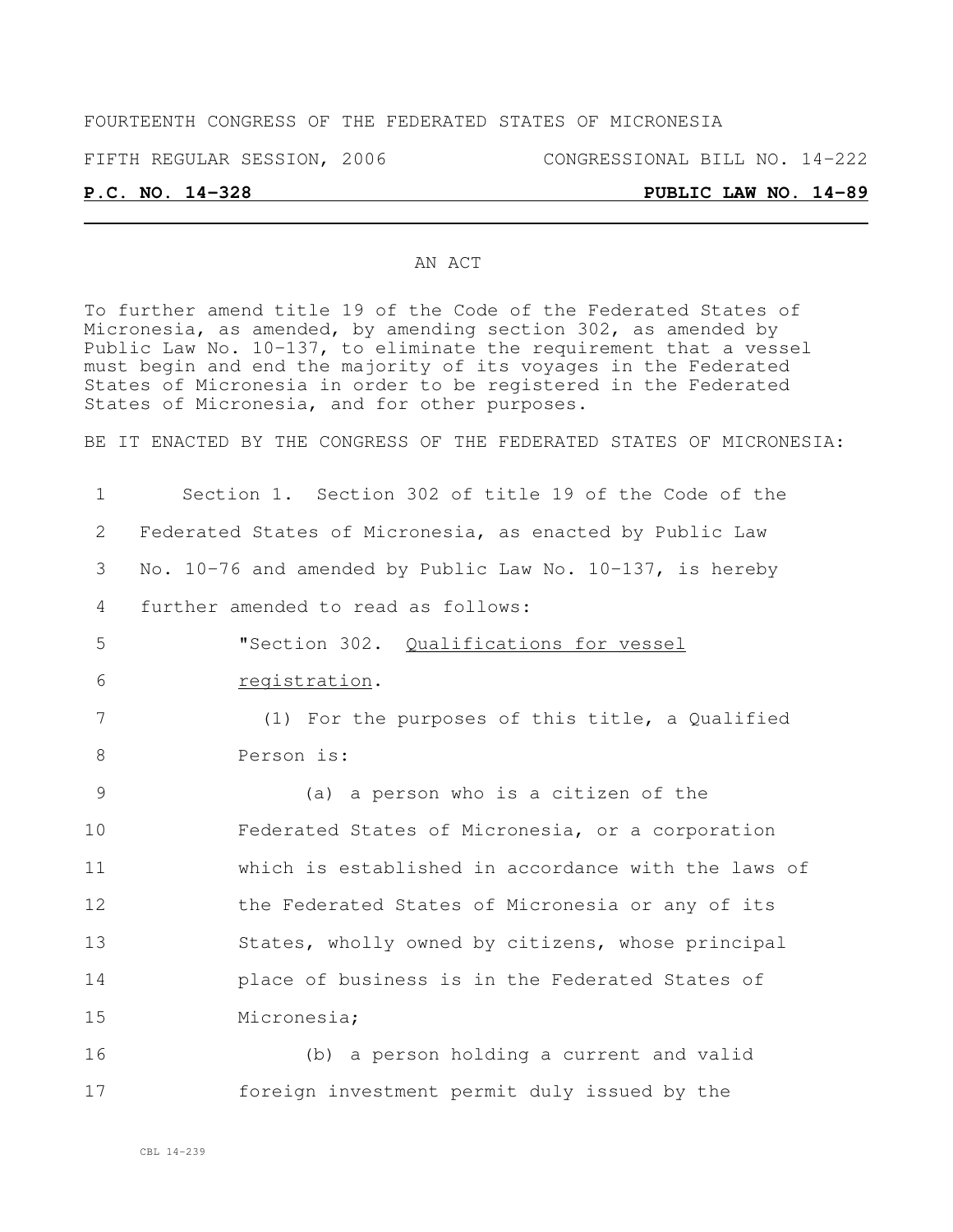FOURTEENTH CONGRESS OF THE FEDERATED STATES OF MICRONESIA

FIFTH REGULAR SESSION, 2006 CONGRESSIONAL BILL NO. 14-222

**P.C. NO. 14-328** **PUBLIC LAW NO. 14-89**

---

AN ACT

To further amend title 19 of the Code of the Federated States of Micronesia, as amended, by amending section 302, as amended by Public Law No. 10-137, to eliminate the requirement that a vessel must begin and end the majority of its voyages in the Federated States of Micronesia in order to be registered in the Federated States of Micronesia, and for other purposes.

BE IT ENACTED BY THE CONGRESS OF THE FEDERATED STATES OF MICRONESIA:

1 Section 1. Section 302 of title 19 of the Code of the
2 Federated States of Micronesia, as enacted by Public Law
3 No. 10-76 and amended by Public Law No. 10-137, is hereby
4 further amended to read as follows:

5 "Section 302. Qualifications for vessel
6 registration.

7 (1) For the purposes of this title, a Qualified
8 Person is:

9 (a) a person who is a citizen of the
10 Federated States of Micronesia, or a corporation
11 which is established in accordance with the laws of
12 the Federated States of Micronesia or any of its
13 States, wholly owned by citizens, whose principal
14 place of business is in the Federated States of
15 Micronesia;

16 (b) a person holding a current and valid
17 foreign investment permit duly issued by the

CBL 14-239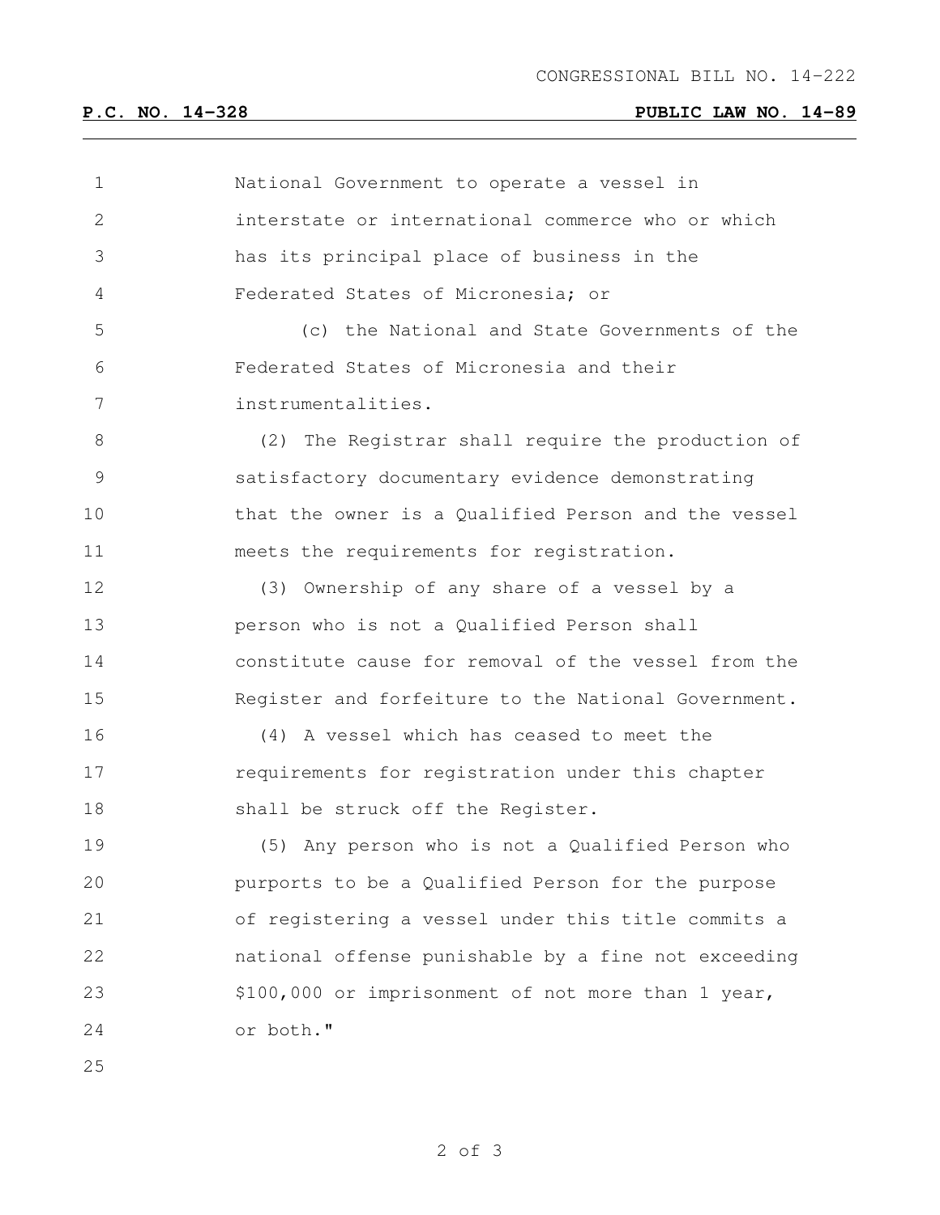National Government to operate a vessel in interstate or international commerce who or which has its principal place of business in the Federated States of Micronesia; or

(c) the National and State Governments of the Federated States of Micronesia and their instrumentalities.

(2) The Registrar shall require the production of satisfactory documentary evidence demonstrating that the owner is a Qualified Person and the vessel meets the requirements for registration.

(3) Ownership of any share of a vessel by a person who is not a Qualified Person shall constitute cause for removal of the vessel from the Register and forfeiture to the National Government.

(4) A vessel which has ceased to meet the requirements for registration under this chapter shall be struck off the Register.

(5) Any person who is not a Qualified Person who purports to be a Qualified Person for the purpose of registering a vessel under this title commits a national offense punishable by a fine not exceeding $100,000 or imprisonment of not more than 1 year, or both."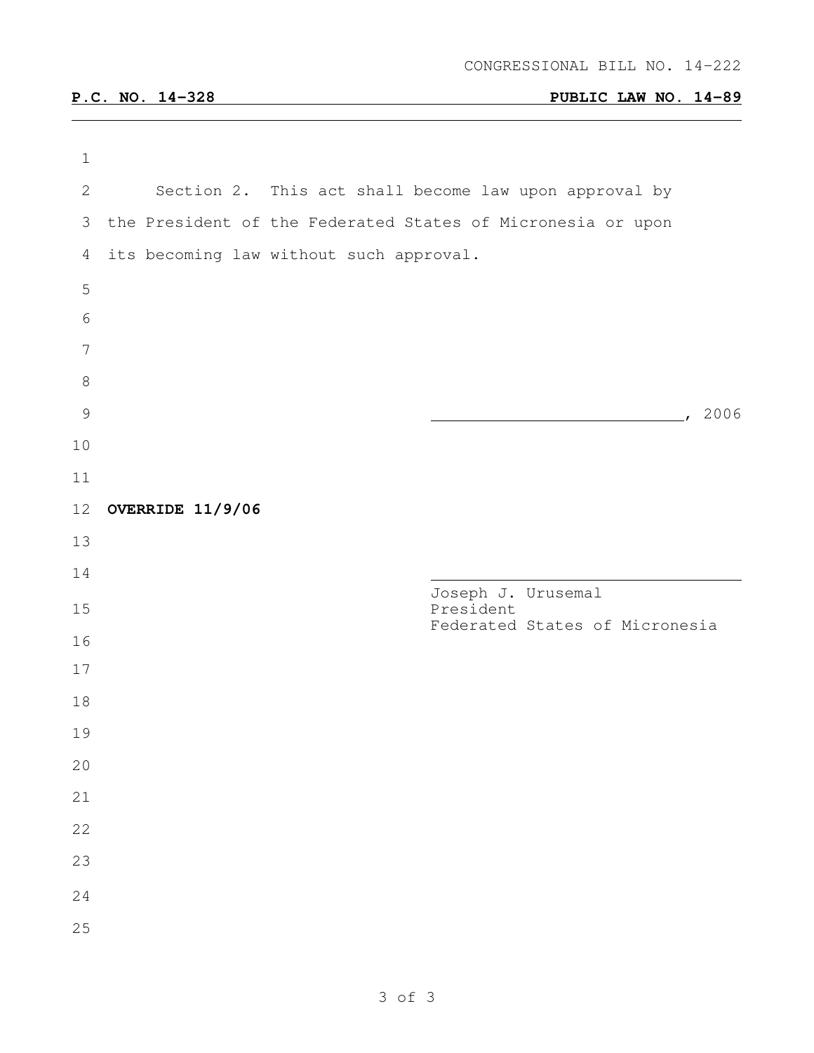CONGRESSIONAL BILL NO. 14-222

**P.C. NO. 14-328** **PUBLIC LAW NO. 14-89**

Section 2. This act shall become law upon approval by the President of the Federated States of Micronesia or upon its becoming law without such approval.

\_\_\_\_\_\_\_\_\_\_\_\_\_\_\_\_\_\_\_\_\_\_\_\_\_\_\_\_, 2006

**OVERRIDE 11/9/06**

\_\_\_\_\_\_\_\_\_\_\_\_\_\_\_\_\_\_\_\_\_\_\_\_\_\_\_\_\_\_\_\_
Joseph J. Urusemal
President
Federated States of Micronesia